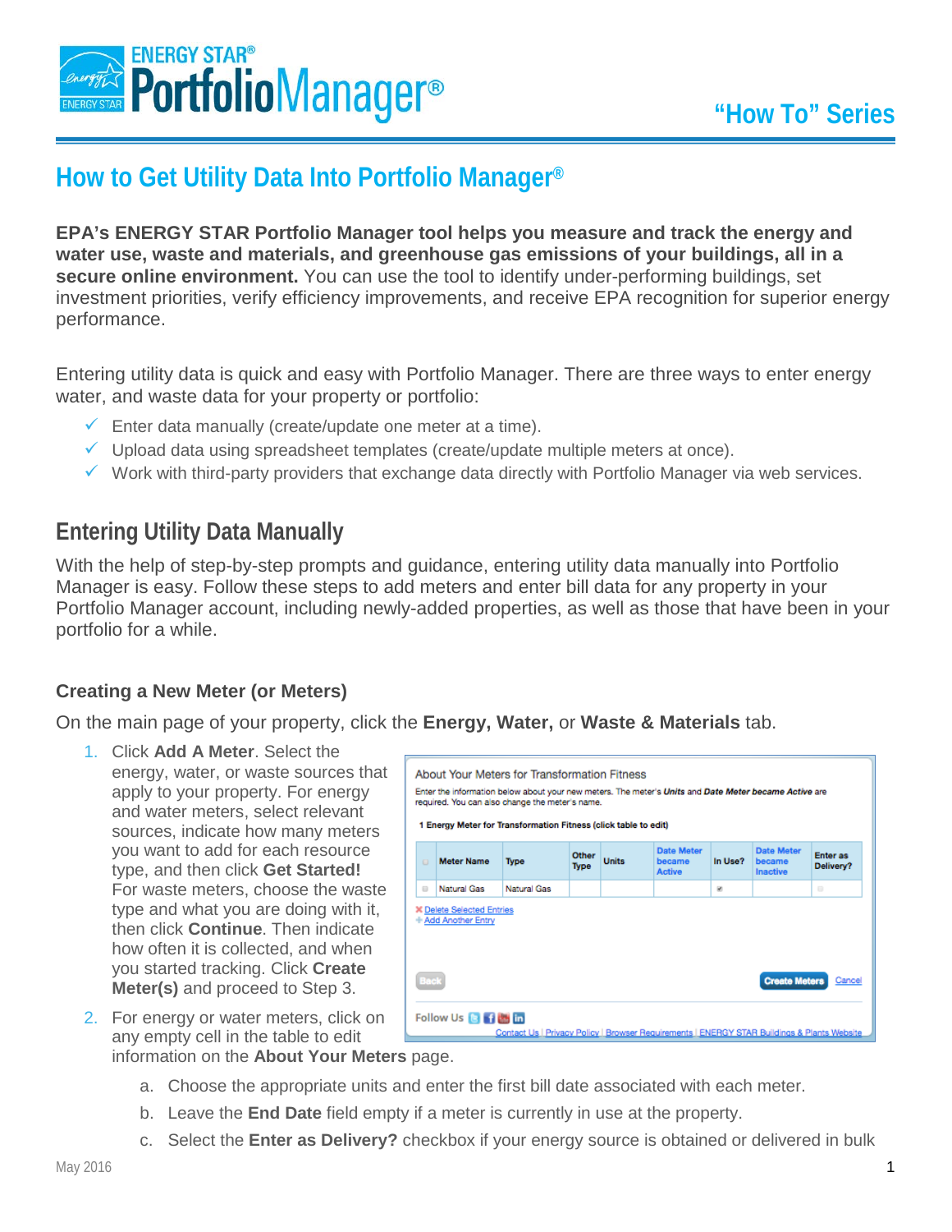# How to Get Utility Data Into Portfolio Manager®

**EPA's ENERGY STAR Portfolio Manager tool helps you measure and track the energy and water use, waste and materials, and greenhouse gas emissions of your buildings, all in a secure online environment.** You can use the tool to identify under-performing buildings, set investment priorities, verify efficiency improvements, and receive EPA recognition for superior energy performance.

Entering utility data is quick and easy with Portfolio Manager. There are three ways to enter energy water, and waste data for your property or portfolio:

- ✓ Enter data manually (create/update one meter at a time).
- ✓ Upload data using spreadsheet templates (create/update multiple meters at once).
- ✓ Work with third-party providers that exchange data directly with Portfolio Manager via web services.

## Entering Utility Data Manually

With the help of step-by-step prompts and guidance, entering utility data manually into Portfolio Manager is easy. Follow these steps to add meters and enter bill data for any property in your Portfolio Manager account, including newly-added properties, as well as those that have been in your portfolio for a while.

### Creating a New Meter (or Meters)

On the main page of your property, click the **Energy, Water,** or **Waste & Materials** tab.

1. Click **Add A Meter**. Select the energy, water, or waste sources that apply to your property. For energy and water meters, select relevant sources, indicate how many meters you want to add for each resource type, and then click **Get Started!** For waste meters, choose the waste type and what you are doing with it, then click **Continue**. Then indicate how often it is collected, and when you started tracking. Click **Create Meter(s)** and proceed to Step 3.

About Your Meters for Transformation Fitness

Enter the information below about your new meters. The meter's ***Units*** and ***Date Meter became Active*** are required. You can also change the meter's name.

**1 Energy Meter for Transformation Fitness (click table to edit)**

| | Meter Name | Type | Other Type | Units | Date Meter became Active | In Use? | Date Meter became Inactive | Enter as Delivery? |
|---|---|---|---|---|---|---|---|---|
| ☐ | Natural Gas | Natural Gas | | | | ☑ | | ☐ |

✖ Delete Selected Entries
➕ Add Another Entry

Back | Create Meters | Cancel

2. For energy or water meters, click on any empty cell in the table to edit information on the **About Your Meters** page.
   a. Choose the appropriate units and enter the first bill date associated with each meter.
   b. Leave the **End Date** field empty if a meter is currently in use at the property.
   c. Select the **Enter as Delivery?** checkbox if your energy source is obtained or delivered in bulk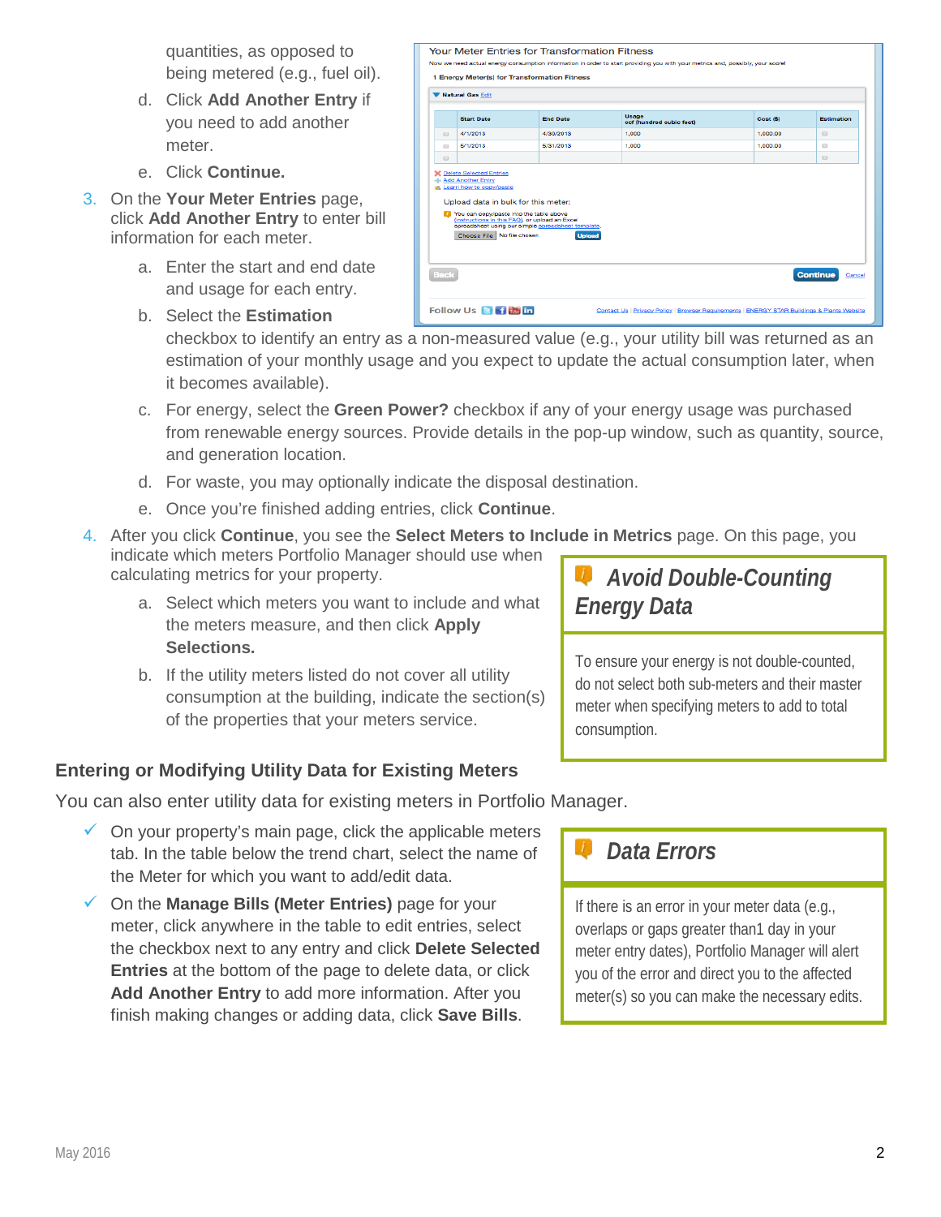quantities, as opposed to being metered (e.g., fuel oil).

d. Click **Add Another Entry** if you need to add another meter.

e. Click **Continue.**

3. On the **Your Meter Entries** page, click **Add Another Entry** to enter bill information for each meter.

   a. Enter the start and end date and usage for each entry.

   b. Select the **Estimation** checkbox to identify an entry as a non-measured value (e.g., your utility bill was returned as an estimation of your monthly usage and you expect to update the actual consumption later, when it becomes available).

   c. For energy, select the **Green Power?** checkbox if any of your energy usage was purchased from renewable energy sources. Provide details in the pop-up window, such as quantity, source, and generation location.

   d. For waste, you may optionally indicate the disposal destination.

   e. Once you're finished adding entries, click **Continue**.

4. After you click **Continue**, you see the **Select Meters to Include in Metrics** page. On this page, you indicate which meters Portfolio Manager should use when calculating metrics for your property.

   a. Select which meters you want to include and what the meters measure, and then click **Apply Selections.**

   b. If the utility meters listed do not cover all utility consumption at the building, indicate the section(s) of the properties that your meters service.

> ***Avoid Double-Counting Energy Data***
>
> To ensure your energy is not double-counted, do not select both sub-meters and their master meter when specifying meters to add to total consumption.

### Entering or Modifying Utility Data for Existing Meters

You can also enter utility data for existing meters in Portfolio Manager.

- ✓ On your property's main page, click the applicable meters tab. In the table below the trend chart, select the name of the Meter for which you want to add/edit data.
- ✓ On the **Manage Bills (Meter Entries)** page for your meter, click anywhere in the table to edit entries, select the checkbox next to any entry and click **Delete Selected Entries** at the bottom of the page to delete data, or click **Add Another Entry** to add more information. After you finish making changes or adding data, click **Save Bills**.

> ***Data Errors***
>
> If there is an error in your meter data (e.g., overlaps or gaps greater than1 day in your meter entry dates), Portfolio Manager will alert you of the error and direct you to the affected meter(s) so you can make the necessary edits.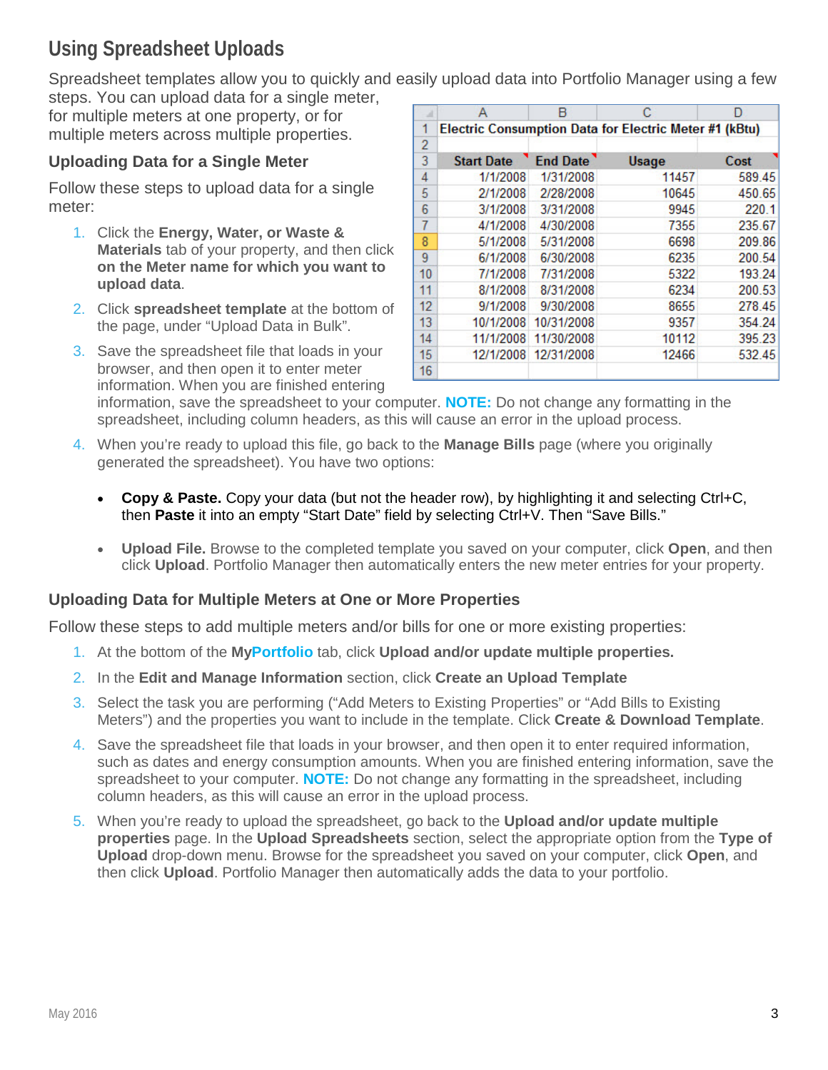## Using Spreadsheet Uploads

Spreadsheet templates allow you to quickly and easily upload data into Portfolio Manager using a few steps. You can upload data for a single meter, for multiple meters at one property, or for multiple meters across multiple properties.

### Uploading Data for a Single Meter

Follow these steps to upload data for a single meter:

|   | A | B | C | D |
|---|---|---|---|---|
| 1 | Electric Consumption Data for Electric Meter #1 (kBtu) | | | |
| 2 | | | | |
| 3 | Start Date | End Date | Usage | Cost |
| 4 | 1/1/2008 | 1/31/2008 | 11457 | 589.45 |
| 5 | 2/1/2008 | 2/28/2008 | 10645 | 450.65 |
| 6 | 3/1/2008 | 3/31/2008 | 9945 | 220.1 |
| 7 | 4/1/2008 | 4/30/2008 | 7355 | 235.67 |
| 8 | 5/1/2008 | 5/31/2008 | 6698 | 209.86 |
| 9 | 6/1/2008 | 6/30/2008 | 6235 | 200.54 |
| 10 | 7/1/2008 | 7/31/2008 | 5322 | 193.24 |
| 11 | 8/1/2008 | 8/31/2008 | 6234 | 200.53 |
| 12 | 9/1/2008 | 9/30/2008 | 8655 | 278.45 |
| 13 | 10/1/2008 | 10/31/2008 | 9357 | 354.24 |
| 14 | 11/1/2008 | 11/30/2008 | 10112 | 395.23 |
| 15 | 12/1/2008 | 12/31/2008 | 12466 | 532.45 |
| 16 | | | | |

1. Click the **Energy, Water, or Waste & Materials** tab of your property, and then click **on the Meter name for which you want to upload data**.
2. Click **spreadsheet template** at the bottom of the page, under "Upload Data in Bulk".
3. Save the spreadsheet file that loads in your browser, and then open it to enter meter information. When you are finished entering information, save the spreadsheet to your computer. **NOTE:** Do not change any formatting in the spreadsheet, including column headers, as this will cause an error in the upload process.
4. When you're ready to upload this file, go back to the **Manage Bills** page (where you originally generated the spreadsheet). You have two options:
   - **Copy & Paste.** Copy your data (but not the header row), by highlighting it and selecting Ctrl+C, then **Paste** it into an empty "Start Date" field by selecting Ctrl+V. Then "Save Bills."
   - **Upload File.** Browse to the completed template you saved on your computer, click **Open**, and then click **Upload**. Portfolio Manager then automatically enters the new meter entries for your property.

### Uploading Data for Multiple Meters at One or More Properties

Follow these steps to add multiple meters and/or bills for one or more existing properties:

1. At the bottom of the **MyPortfolio** tab, click **Upload and/or update multiple properties.**
2. In the **Edit and Manage Information** section, click **Create an Upload Template**
3. Select the task you are performing ("Add Meters to Existing Properties" or "Add Bills to Existing Meters") and the properties you want to include in the template. Click **Create & Download Template**.
4. Save the spreadsheet file that loads in your browser, and then open it to enter required information, such as dates and energy consumption amounts. When you are finished entering information, save the spreadsheet to your computer. **NOTE:** Do not change any formatting in the spreadsheet, including column headers, as this will cause an error in the upload process.
5. When you're ready to upload the spreadsheet, go back to the **Upload and/or update multiple properties** page. In the **Upload Spreadsheets** section, select the appropriate option from the **Type of Upload** drop-down menu. Browse for the spreadsheet you saved on your computer, click **Open**, and then click **Upload**. Portfolio Manager then automatically adds the data to your portfolio.

May 2016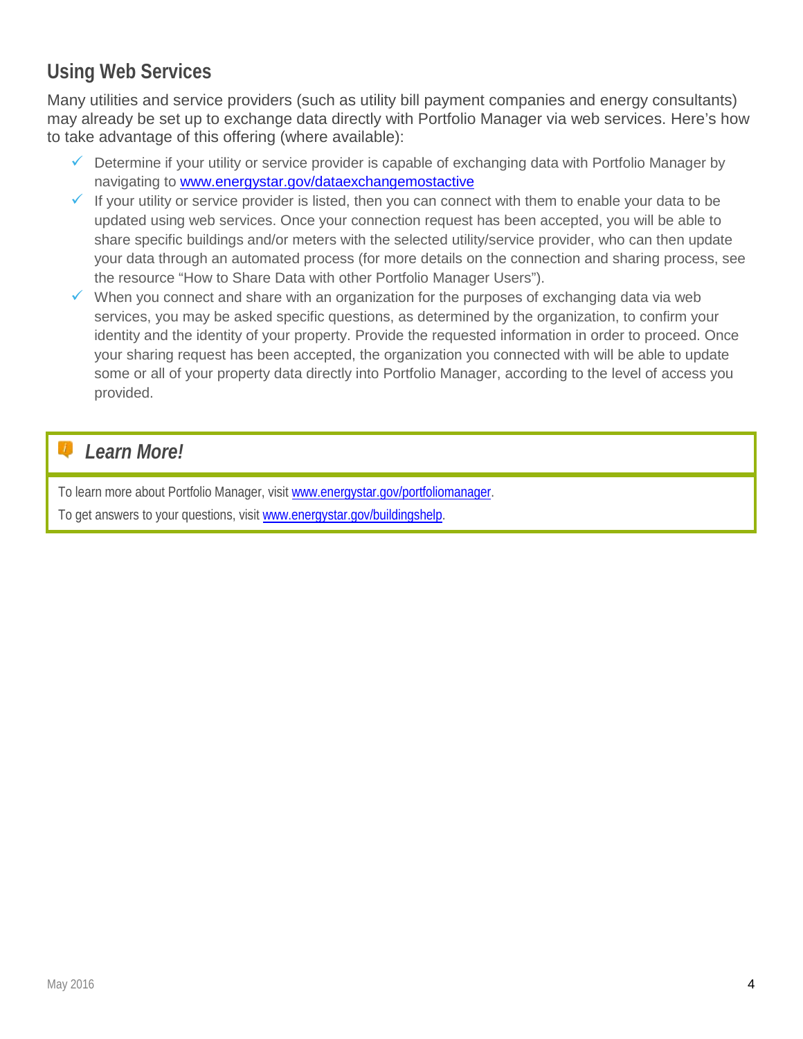## Using Web Services

Many utilities and service providers (such as utility bill payment companies and energy consultants) may already be set up to exchange data directly with Portfolio Manager via web services. Here's how to take advantage of this offering (where available):

- ✓ Determine if your utility or service provider is capable of exchanging data with Portfolio Manager by navigating to [www.energystar.gov/dataexchangemostactive](http://www.energystar.gov/dataexchangemostactive)
- ✓ If your utility or service provider is listed, then you can connect with them to enable your data to be updated using web services. Once your connection request has been accepted, you will be able to share specific buildings and/or meters with the selected utility/service provider, who can then update your data through an automated process (for more details on the connection and sharing process, see the resource "How to Share Data with other Portfolio Manager Users").
- ✓ When you connect and share with an organization for the purposes of exchanging data via web services, you may be asked specific questions, as determined by the organization, to confirm your identity and the identity of your property. Provide the requested information in order to proceed. Once your sharing request has been accepted, the organization you connected with will be able to update some or all of your property data directly into Portfolio Manager, according to the level of access you provided.

### *Learn More!*

To learn more about Portfolio Manager, visit [www.energystar.gov/portfoliomanager](http://www.energystar.gov/portfoliomanager).

To get answers to your questions, visit [www.energystar.gov/buildingshelp](http://www.energystar.gov/buildingshelp).